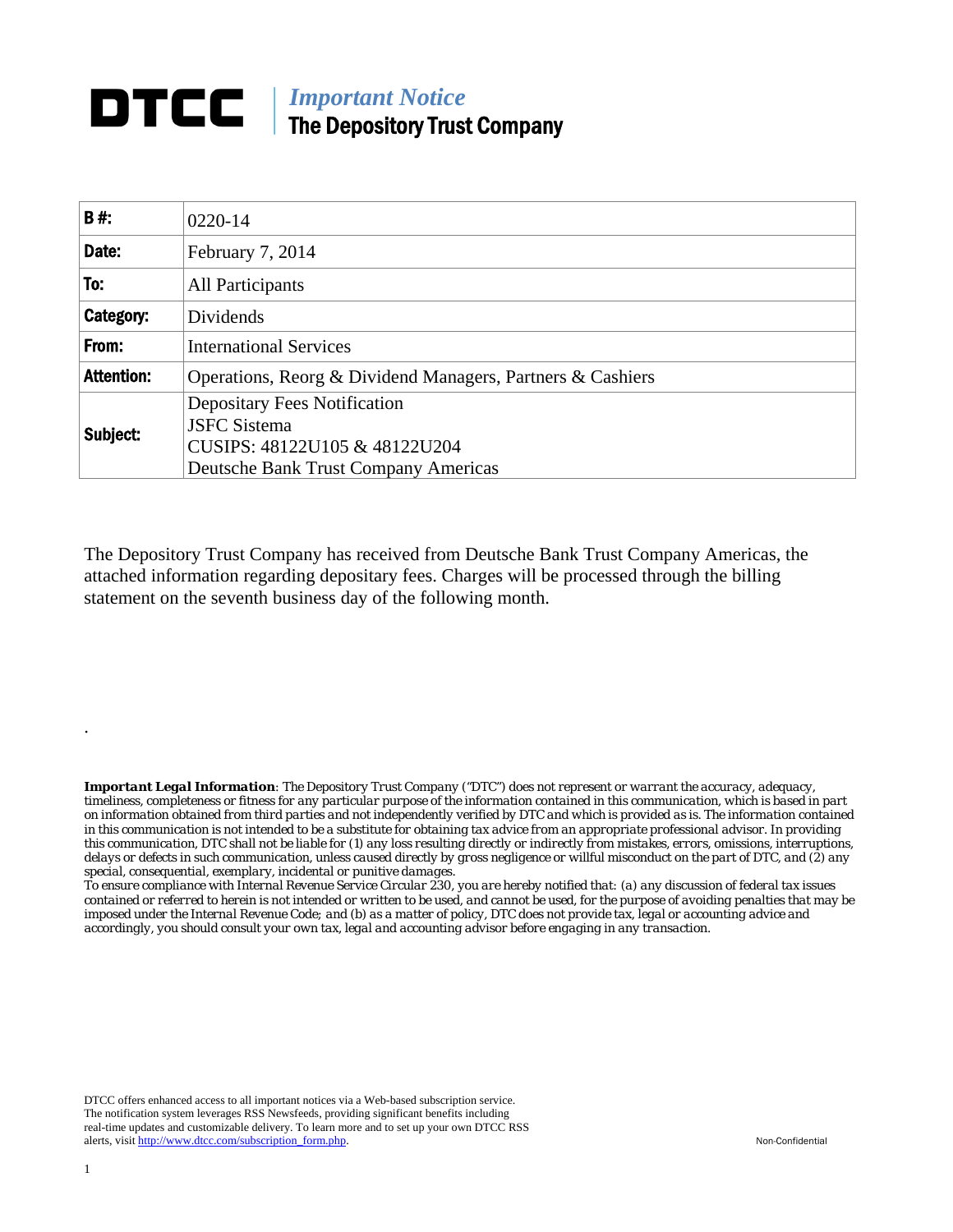# DTCC | *Important Notice*
## The Depository Trust Company

| B #: | 0220-14 |
|---|---|
| Date: | February 7, 2014 |
| To: | All Participants |
| Category: | Dividends |
| From: | International Services |
| Attention: | Operations, Reorg & Dividend Managers, Partners & Cashiers |
| Subject: | Depositary Fees Notification<br>JSFC Sistema<br>CUSIPS: 48122U105 & 48122U204<br>Deutsche Bank Trust Company Americas |

The Depository Trust Company has received from Deutsche Bank Trust Company Americas, the attached information regarding depositary fees. Charges will be processed through the billing statement on the seventh business day of the following month.

.

***Important Legal Information**: The Depository Trust Company ("DTC") does not represent or warrant the accuracy, adequacy, timeliness, completeness or fitness for any particular purpose of the information contained in this communication, which is based in part on information obtained from third parties and not independently verified by DTC and which is provided as is. The information contained in this communication is not intended to be a substitute for obtaining tax advice from an appropriate professional advisor. In providing this communication, DTC shall not be liable for (1) any loss resulting directly or indirectly from mistakes, errors, omissions, interruptions, delays or defects in such communication, unless caused directly by gross negligence or willful misconduct on the part of DTC, and (2) any special, consequential, exemplary, incidental or punitive damages.*

*To ensure compliance with Internal Revenue Service Circular 230, you are hereby notified that: (a) any discussion of federal tax issues contained or referred to herein is not intended or written to be used, and cannot be used, for the purpose of avoiding penalties that may be imposed under the Internal Revenue Code; and (b) as a matter of policy, DTC does not provide tax, legal or accounting advice and accordingly, you should consult your own tax, legal and accounting advisor before engaging in any transaction.*

DTCC offers enhanced access to all important notices via a Web-based subscription service. The notification system leverages RSS Newsfeeds, providing significant benefits including real-time updates and customizable delivery. To learn more and to set up your own DTCC RSS alerts, visit http://www.dtcc.com/subscription_form.php.

Non-Confidential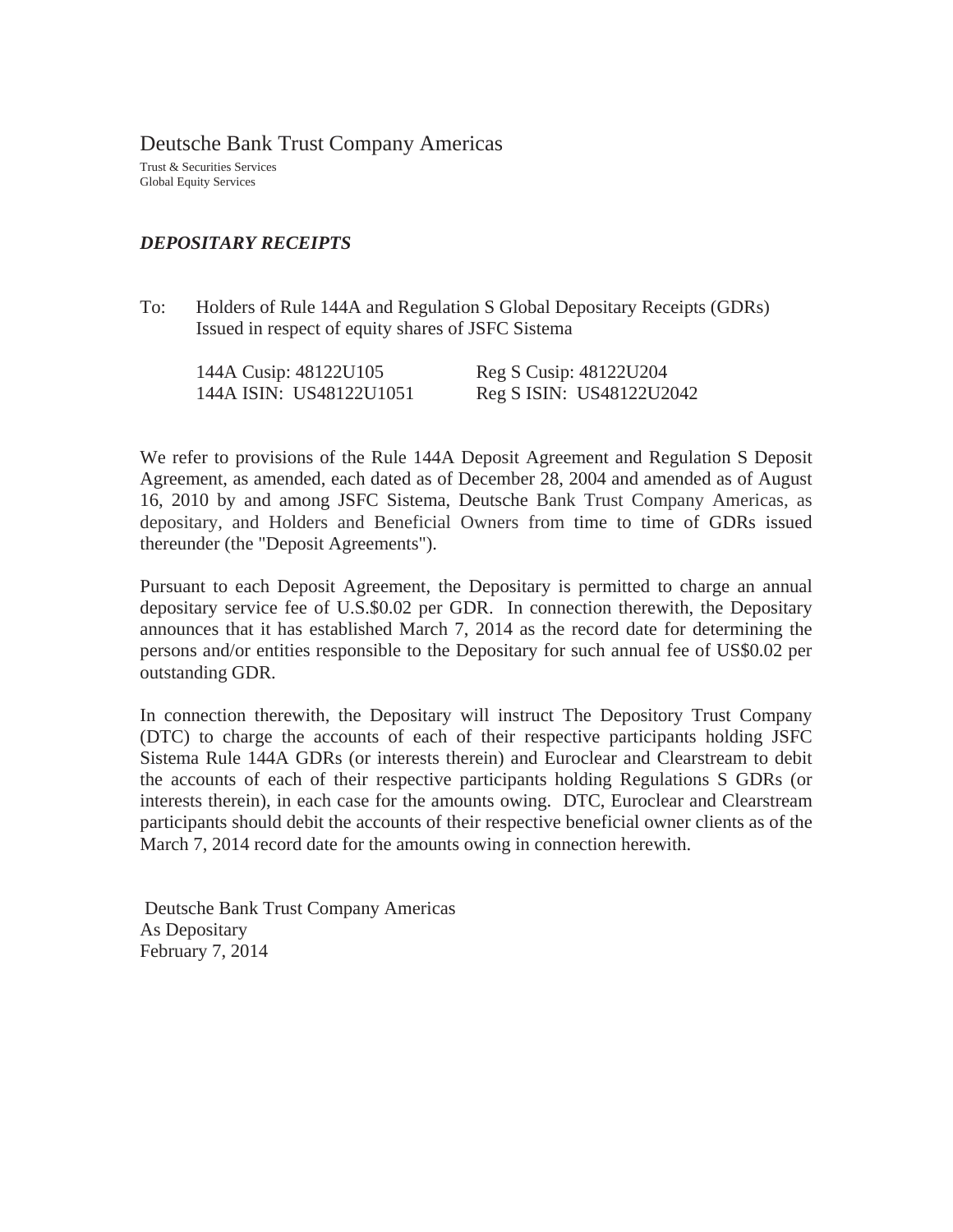# Deutsche Bank Trust Company Americas

Trust & Securities Services
Global Equity Services

***DEPOSITARY RECEIPTS***

To: Holders of Rule 144A and Regulation S Global Depositary Receipts (GDRs) Issued in respect of equity shares of JSFC Sistema

| | |
|---|---|
| 144A Cusip: 48122U105 | Reg S Cusip: 48122U204 |
| 144A ISIN: US48122U1051 | Reg S ISIN: US48122U2042 |

We refer to provisions of the Rule 144A Deposit Agreement and Regulation S Deposit Agreement, as amended, each dated as of December 28, 2004 and amended as of August 16, 2010 by and among JSFC Sistema, Deutsche Bank Trust Company Americas, as depositary, and Holders and Beneficial Owners from time to time of GDRs issued thereunder (the "Deposit Agreements").

Pursuant to each Deposit Agreement, the Depositary is permitted to charge an annual depositary service fee of U.S.$0.02 per GDR. In connection therewith, the Depositary announces that it has established March 7, 2014 as the record date for determining the persons and/or entities responsible to the Depositary for such annual fee of US$0.02 per outstanding GDR.

In connection therewith, the Depositary will instruct The Depository Trust Company (DTC) to charge the accounts of each of their respective participants holding JSFC Sistema Rule 144A GDRs (or interests therein) and Euroclear and Clearstream to debit the accounts of each of their respective participants holding Regulations S GDRs (or interests therein), in each case for the amounts owing. DTC, Euroclear and Clearstream participants should debit the accounts of their respective beneficial owner clients as of the March 7, 2014 record date for the amounts owing in connection herewith.

Deutsche Bank Trust Company Americas
As Depositary
February 7, 2014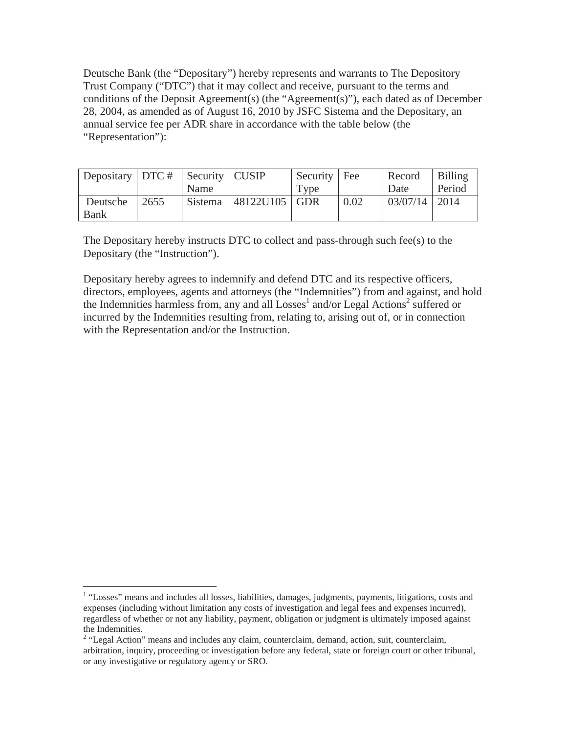Deutsche Bank (the "Depositary") hereby represents and warrants to The Depository Trust Company ("DTC") that it may collect and receive, pursuant to the terms and conditions of the Deposit Agreement(s) (the "Agreement(s)"), each dated as of December 28, 2004, as amended as of August 16, 2010 by JSFC Sistema and the Depositary, an annual service fee per ADR share in accordance with the table below (the "Representation"):

| Depositary | DTC # | Security Name | CUSIP | Security Type | Fee | Record Date | Billing Period |
|---|---|---|---|---|---|---|---|
| Deutsche Bank | 2655 | Sistema | 48122U105 | GDR | 0.02 | 03/07/14 | 2014 |

The Depositary hereby instructs DTC to collect and pass-through such fee(s) to the Depositary (the "Instruction").

Depositary hereby agrees to indemnify and defend DTC and its respective officers, directors, employees, agents and attorneys (the "Indemnities") from and against, and hold the Indemnities harmless from, any and all Losses[1] and/or Legal Actions[2] suffered or incurred by the Indemnities resulting from, relating to, arising out of, or in connection with the Representation and/or the Instruction.

---

[1] "Losses" means and includes all losses, liabilities, damages, judgments, payments, litigations, costs and expenses (including without limitation any costs of investigation and legal fees and expenses incurred), regardless of whether or not any liability, payment, obligation or judgment is ultimately imposed against the Indemnities.

[2] "Legal Action" means and includes any claim, counterclaim, demand, action, suit, counterclaim, arbitration, inquiry, proceeding or investigation before any federal, state or foreign court or other tribunal, or any investigative or regulatory agency or SRO.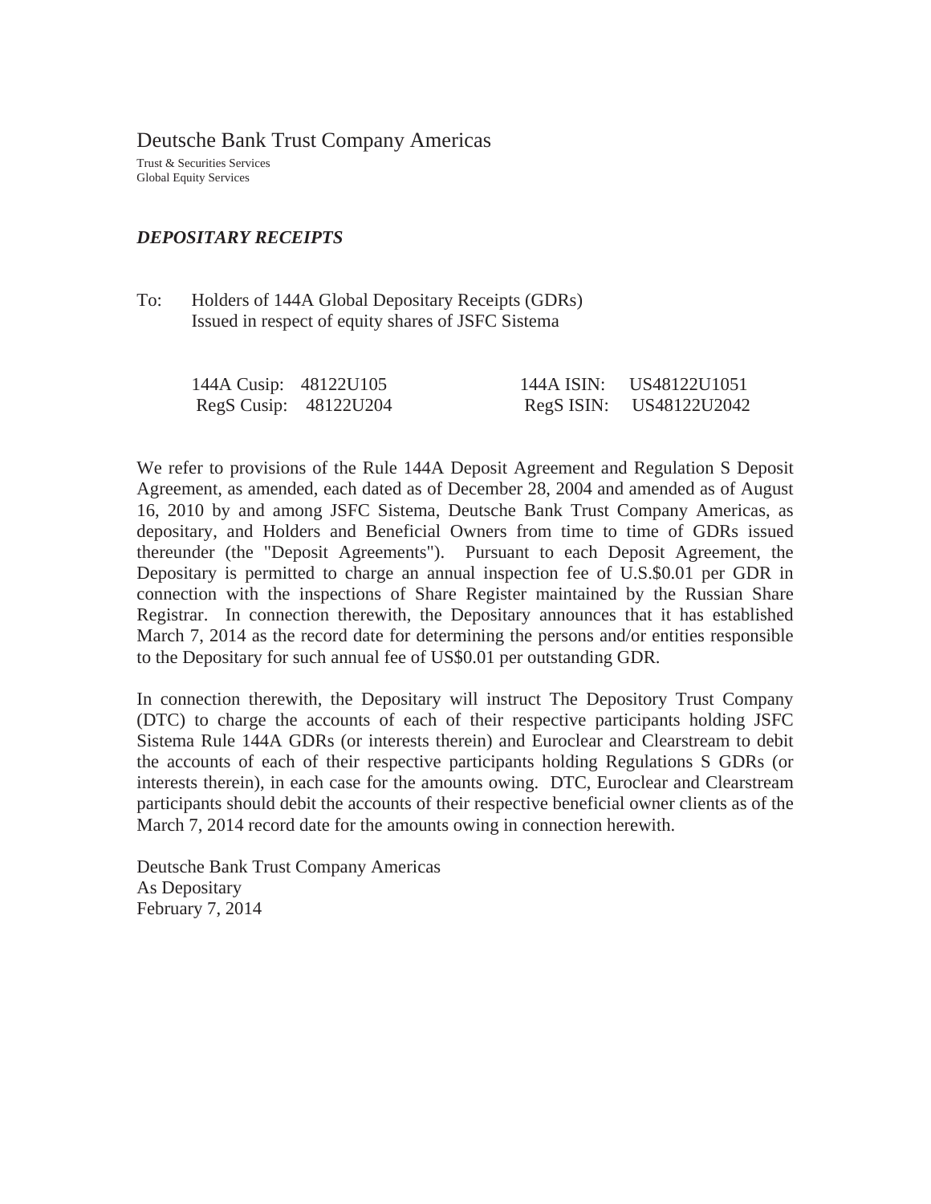# Deutsche Bank Trust Company Americas

Trust & Securities Services
Global Equity Services

***DEPOSITARY RECEIPTS***

To: Holders of 144A Global Depositary Receipts (GDRs)
Issued in respect of equity shares of JSFC Sistema

| | | | |
|---|---|---|---|
| 144A Cusip: | 48122U105 | 144A ISIN: | US48122U1051 |
| RegS Cusip: | 48122U204 | RegS ISIN: | US48122U2042 |

We refer to provisions of the Rule 144A Deposit Agreement and Regulation S Deposit Agreement, as amended, each dated as of December 28, 2004 and amended as of August 16, 2010 by and among JSFC Sistema, Deutsche Bank Trust Company Americas, as depositary, and Holders and Beneficial Owners from time to time of GDRs issued thereunder (the "Deposit Agreements"). Pursuant to each Deposit Agreement, the Depositary is permitted to charge an annual inspection fee of U.S.$0.01 per GDR in connection with the inspections of Share Register maintained by the Russian Share Registrar. In connection therewith, the Depositary announces that it has established March 7, 2014 as the record date for determining the persons and/or entities responsible to the Depositary for such annual fee of US$0.01 per outstanding GDR.

In connection therewith, the Depositary will instruct The Depository Trust Company (DTC) to charge the accounts of each of their respective participants holding JSFC Sistema Rule 144A GDRs (or interests therein) and Euroclear and Clearstream to debit the accounts of each of their respective participants holding Regulations S GDRs (or interests therein), in each case for the amounts owing. DTC, Euroclear and Clearstream participants should debit the accounts of their respective beneficial owner clients as of the March 7, 2014 record date for the amounts owing in connection herewith.

Deutsche Bank Trust Company Americas
As Depositary
February 7, 2014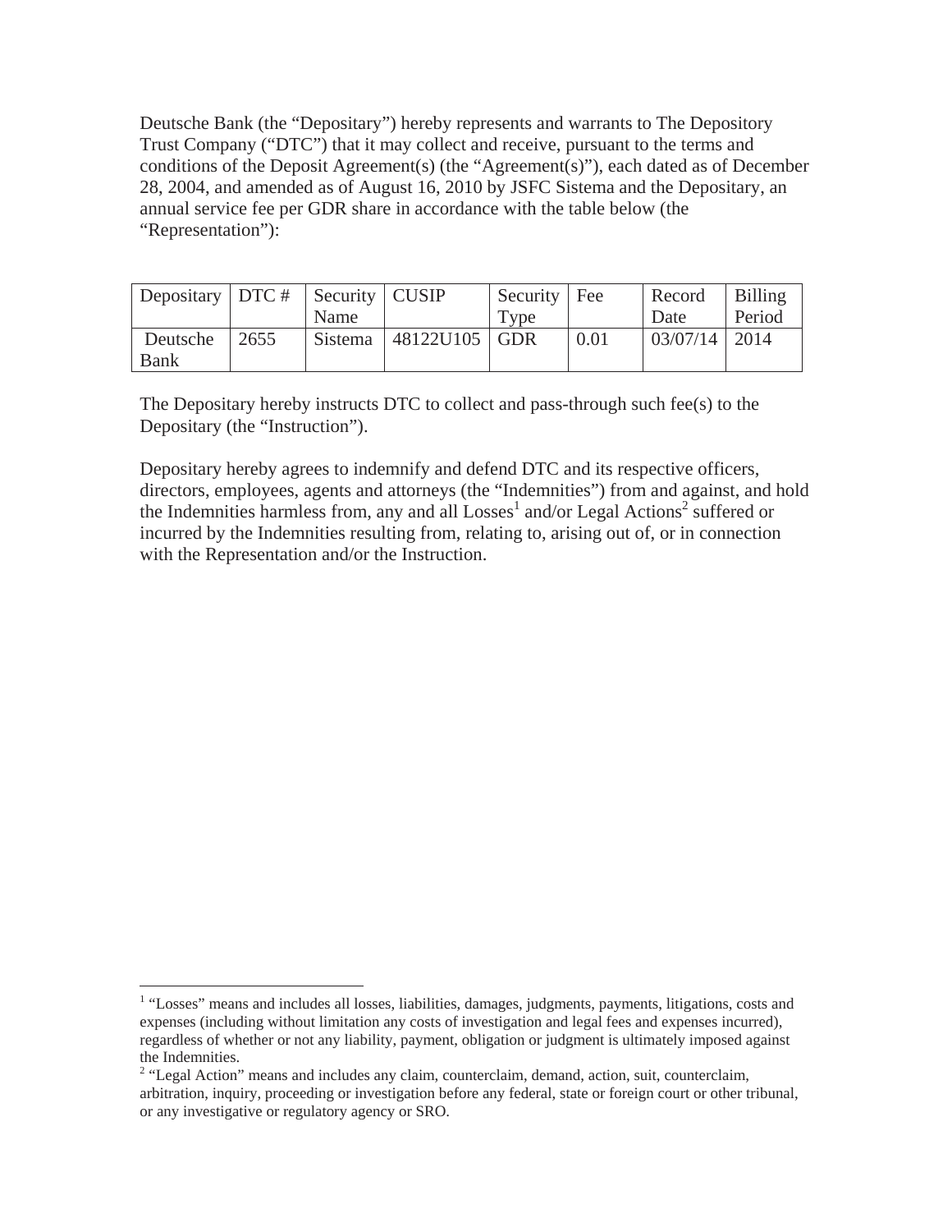Deutsche Bank (the "Depositary") hereby represents and warrants to The Depository Trust Company ("DTC") that it may collect and receive, pursuant to the terms and conditions of the Deposit Agreement(s) (the "Agreement(s)"), each dated as of December 28, 2004, and amended as of August 16, 2010 by JSFC Sistema and the Depositary, an annual service fee per GDR share in accordance with the table below (the "Representation"):

| Depositary | DTC # | Security Name | CUSIP | Security Type | Fee | Record Date | Billing Period |
|---|---|---|---|---|---|---|---|
| Deutsche Bank | 2655 | Sistema | 48122U105 | GDR | 0.01 | 03/07/14 | 2014 |

The Depositary hereby instructs DTC to collect and pass-through such fee(s) to the Depositary (the "Instruction").

Depositary hereby agrees to indemnify and defend DTC and its respective officers, directors, employees, agents and attorneys (the "Indemnities") from and against, and hold the Indemnities harmless from, any and all Losses[1] and/or Legal Actions[2] suffered or incurred by the Indemnities resulting from, relating to, arising out of, or in connection with the Representation and/or the Instruction.

---

[1] "Losses" means and includes all losses, liabilities, damages, judgments, payments, litigations, costs and expenses (including without limitation any costs of investigation and legal fees and expenses incurred), regardless of whether or not any liability, payment, obligation or judgment is ultimately imposed against the Indemnities.

[2] "Legal Action" means and includes any claim, counterclaim, demand, action, suit, counterclaim, arbitration, inquiry, proceeding or investigation before any federal, state or foreign court or other tribunal, or any investigative or regulatory agency or SRO.